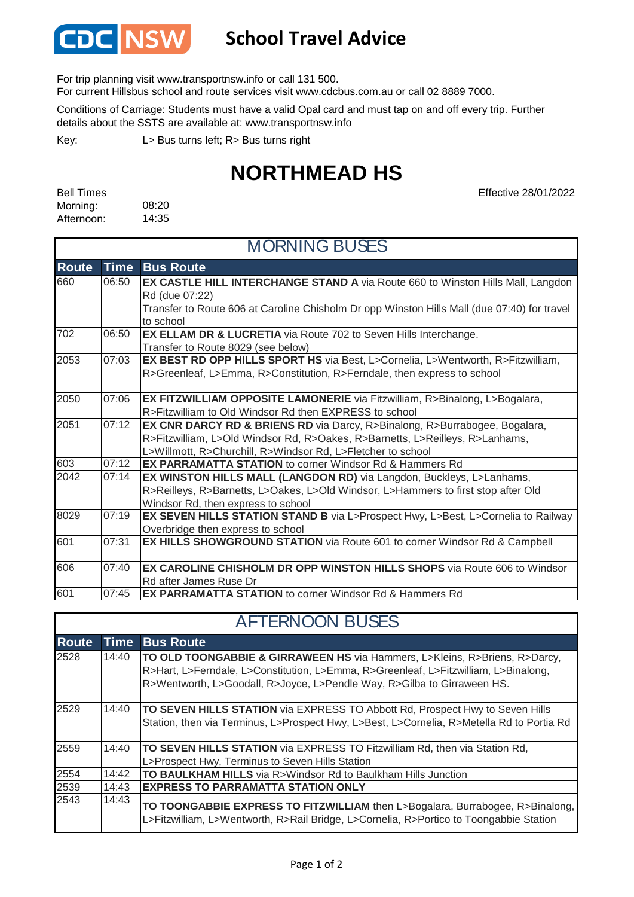CDC NSW

# School Travel Advice

For trip planning visit www.transportnsw.info or call 131 500.
For current Hillsbus school and route services visit www.cdcbus.com.au or call 02 8889 7000.

Conditions of Carriage: Students must have a valid Opal card and must tap on and off every trip. Further details about the SSTS are available at: www.transportnsw.info

Key: L> Bus turns left; R> Bus turns right

## NORTHMEAD HS

Effective 28/01/2022

Bell Times
Morning: 08:20
Afternoon: 14:35

### MORNING BUSES

| Route | Time | Bus Route |
|---|---|---|
| 660 | 06:50 | **EX CASTLE HILL INTERCHANGE STAND A** via Route 660 to Winston Hills Mall, Langdon Rd (due 07:22) Transfer to Route 606 at Caroline Chisholm Dr opp Winston Hills Mall (due 07:40) for travel to school |
| 702 | 06:50 | **EX ELLAM DR & LUCRETIA** via Route 702 to Seven Hills Interchange. Transfer to Route 8029 (see below) |
| 2053 | 07:03 | **EX BEST RD OPP HILLS SPORT HS** via Best, L>Cornelia, L>Wentworth, R>Fitzwilliam, R>Greenleaf, L>Emma, R>Constitution, R>Ferndale, then express to school |
| 2050 | 07:06 | **EX FITZWILLIAM OPPOSITE LAMONERIE** via Fitzwilliam, R>Binalong, L>Bogalara, R>Fitzwilliam to Old Windsor Rd then EXPRESS to school |
| 2051 | 07:12 | **EX CNR DARCY RD & BRIENS RD** via Darcy, R>Binalong, R>Burrabogee, Bogalara, R>Fitzwilliam, L>Old Windsor Rd, R>Oakes, R>Barnetts, L>Reilleys, R>Lanhams, L>Willmott, R>Churchill, R>Windsor Rd, L>Fletcher to school |
| 603 | 07:12 | **EX PARRAMATTA STATION** to corner Windsor Rd & Hammers Rd |
| 2042 | 07:14 | **EX WINSTON HILLS MALL (LANGDON RD)** via Langdon, Buckleys, L>Lanhams, R>Reilleys, R>Barnetts, L>Oakes, L>Old Windsor, L>Hammers to first stop after Old Windsor Rd, then express to school |
| 8029 | 07:19 | **EX SEVEN HILLS STATION STAND B** via L>Prospect Hwy, L>Best, L>Cornelia to Railway Overbridge then express to school |
| 601 | 07:31 | **EX HILLS SHOWGROUND STATION** via Route 601 to corner Windsor Rd & Campbell |
| 606 | 07:40 | **EX CAROLINE CHISHOLM DR OPP WINSTON HILLS SHOPS** via Route 606 to Windsor Rd after James Ruse Dr |
| 601 | 07:45 | **EX PARRAMATTA STATION** to corner Windsor Rd & Hammers Rd |

### AFTERNOON BUSES

| Route | Time | Bus Route |
|---|---|---|
| 2528 | 14:40 | **TO OLD TOONGABBIE & GIRRAWEEN HS** via Hammers, L>Kleins, R>Briens, R>Darcy, R>Hart, L>Ferndale, L>Constitution, L>Emma, R>Greenleaf, L>Fitzwilliam, L>Binalong, R>Wentworth, L>Goodall, R>Joyce, L>Pendle Way, R>Gilba to Girraween HS. |
| 2529 | 14:40 | **TO SEVEN HILLS STATION** via EXPRESS TO Abbott Rd, Prospect Hwy to Seven Hills Station, then via Terminus, L>Prospect Hwy, L>Best, L>Cornelia, R>Metella Rd to Portia Rd |
| 2559 | 14:40 | **TO SEVEN HILLS STATION** via EXPRESS TO Fitzwilliam Rd, then via Station Rd, L>Prospect Hwy, Terminus to Seven Hills Station |
| 2554 | 14:42 | **TO BAULKHAM HILLS** via R>Windsor Rd to Baulkham Hills Junction |
| 2539 | 14:43 | **EXPRESS TO PARRAMATTA STATION ONLY** |
| 2543 | 14:43 | **TO TOONGABBIE EXPRESS TO FITZWILLIAM** then L>Bogalara, Burrabogee, R>Binalong, L>Fitzwilliam, L>Wentworth, R>Rail Bridge, L>Cornelia, R>Portico to Toongabbie Station |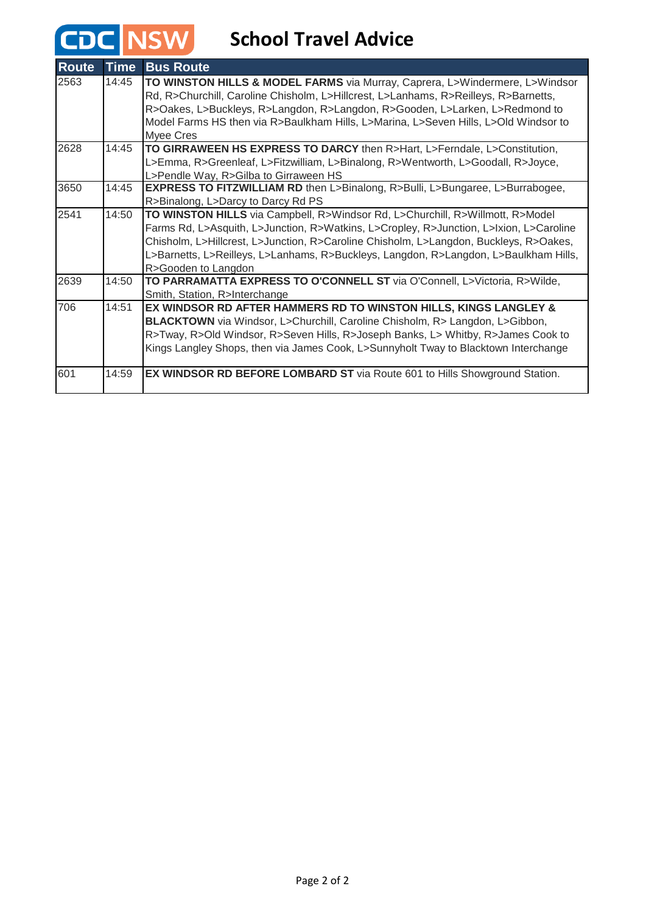# School Travel Advice

| Route | Time | Bus Route |
|---|---|---|
| 2563 | 14:45 | **TO WINSTON HILLS & MODEL FARMS** via Murray, Caprera, L>Windermere, L>Windsor Rd, R>Churchill, Caroline Chisholm, L>Hillcrest, L>Lanhams, R>Reilleys, R>Barnetts, R>Oakes, L>Buckleys, R>Langdon, R>Langdon, R>Gooden, L>Larken, L>Redmond to Model Farms HS then via R>Baulkham Hills, L>Marina, L>Seven Hills, L>Old Windsor to Myee Cres |
| 2628 | 14:45 | **TO GIRRAWEEN HS EXPRESS TO DARCY** then R>Hart, L>Ferndale, L>Constitution, L>Emma, R>Greenleaf, L>Fitzwilliam, L>Binalong, R>Wentworth, L>Goodall, R>Joyce, L>Pendle Way, R>Gilba to Girraween HS |
| 3650 | 14:45 | **EXPRESS TO FITZWILLIAM RD** then L>Binalong, R>Bulli, L>Bungaree, L>Burrabogee, R>Binalong, L>Darcy to Darcy Rd PS |
| 2541 | 14:50 | **TO WINSTON HILLS** via Campbell, R>Windsor Rd, L>Churchill, R>Willmott, R>Model Farms Rd, L>Asquith, L>Junction, R>Watkins, L>Cropley, R>Junction, L>Ixion, L>Caroline Chisholm, L>Hillcrest, L>Junction, R>Caroline Chisholm, L>Langdon, Buckleys, R>Oakes, L>Barnetts, L>Reilleys, L>Lanhams, R>Buckleys, Langdon, R>Langdon, L>Baulkham Hills, R>Gooden to Langdon |
| 2639 | 14:50 | **TO PARRAMATTA EXPRESS TO O'CONNELL ST** via O'Connell, L>Victoria, R>Wilde, Smith, Station, R>Interchange |
| 706 | 14:51 | **EX WINDSOR RD AFTER HAMMERS RD TO WINSTON HILLS, KINGS LANGLEY & BLACKTOWN** via Windsor, L>Churchill, Caroline Chisholm, R> Langdon, L>Gibbon, R>Tway, R>Old Windsor, R>Seven Hills, R>Joseph Banks, L> Whitby, R>James Cook to Kings Langley Shops, then via James Cook, L>Sunnyholt Tway to Blacktown Interchange |
| 601 | 14:59 | **EX WINDSOR RD BEFORE LOMBARD ST** via Route 601 to Hills Showground Station. |